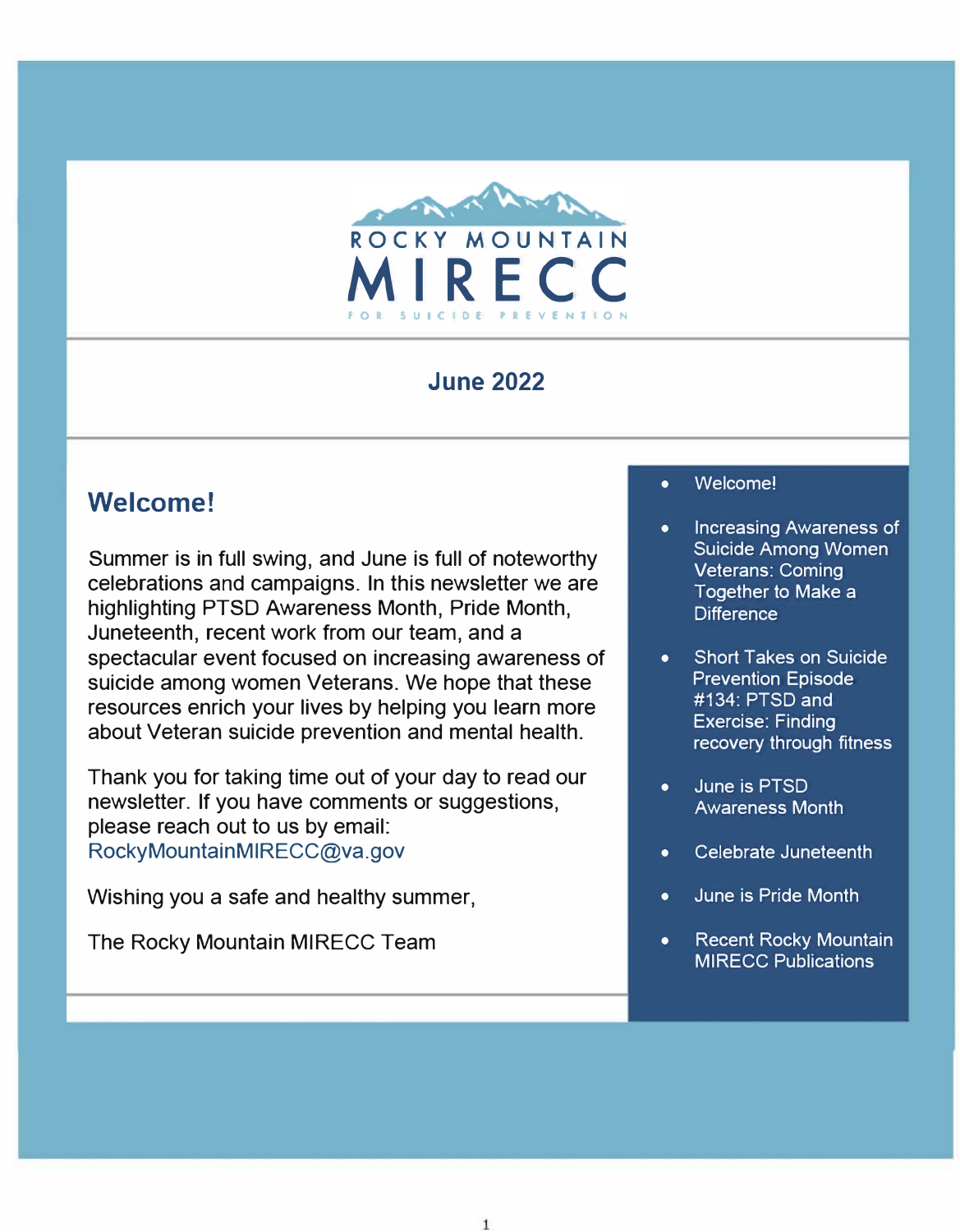ROCKY MOUNTAIN

# MIRECC

FOR SUICIDE PREVENTION

## June 2022

## Welcome!

Summer is in full swing, and June is full of noteworthy celebrations and campaigns. In this newsletter we are highlighting PTSD Awareness Month, Pride Month, Juneteenth, recent work from our team, and a spectacular event focused on increasing awareness of suicide among women Veterans. We hope that these resources enrich your lives by helping you learn more about Veteran suicide prevention and mental health.

Thank you for taking time out of your day to read our newsletter. If you have comments or suggestions, please reach out to us by email: RockyMountainMIRECC@va.gov

Wishing you a safe and healthy summer,

The Rocky Mountain MIRECC Team

- Welcome!
- Increasing Awareness of Suicide Among Women Veterans: Coming Together to Make a Difference
- Short Takes on Suicide Prevention Episode #134: PTSD and Exercise: Finding recovery through fitness
- June is PTSD Awareness Month
- Celebrate Juneteenth
- June is Pride Month
- Recent Rocky Mountain MIRECC Publications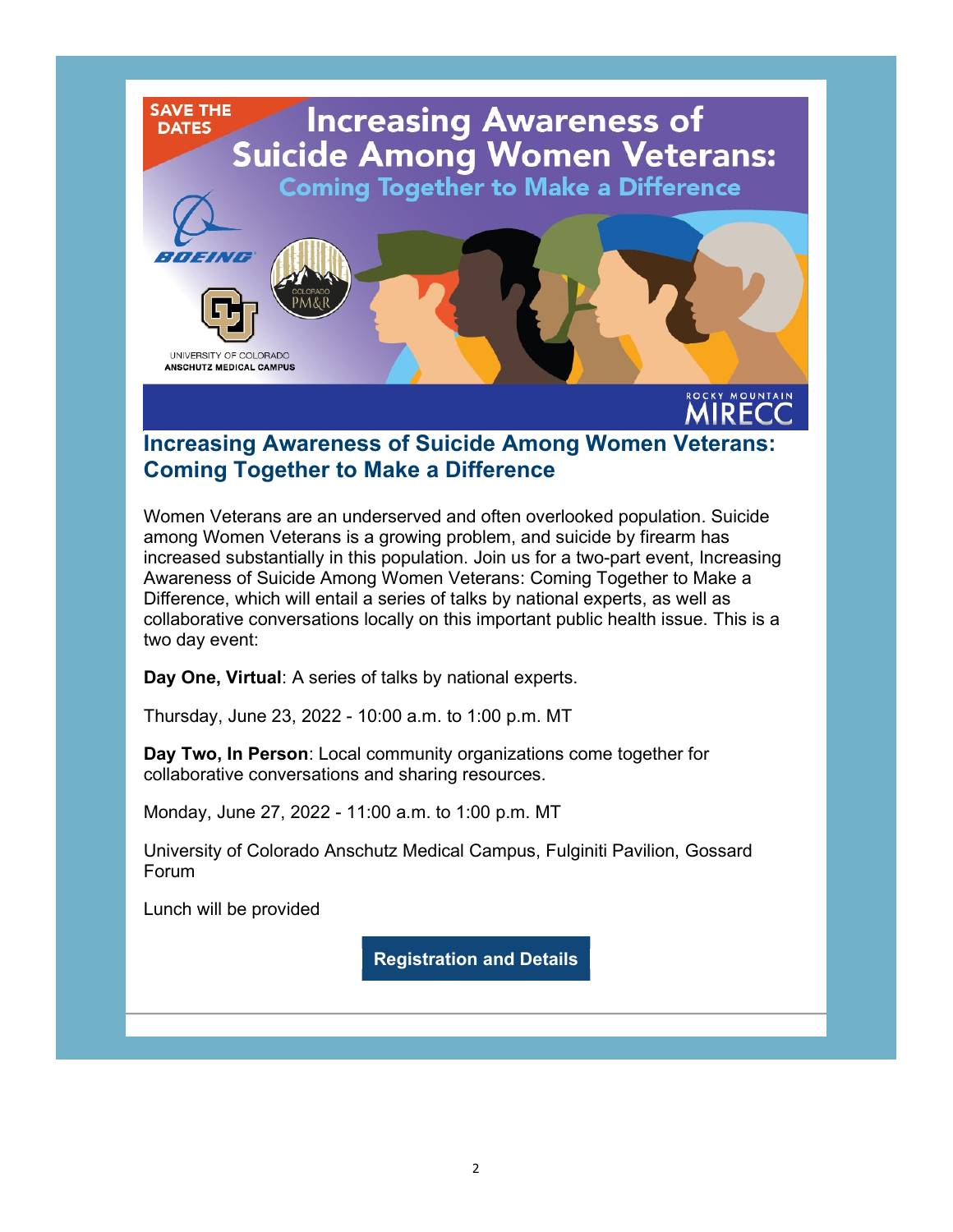SAVE THE DATES

# Increasing Awareness of Suicide Among Women Veterans:

Coming Together to Make a Difference

BOEING

COLORADO PM&R

UNIVERSITY OF COLORADO
ANSCHUTZ MEDICAL CAMPUS

ROCKY MOUNTAIN MIRECC

## Increasing Awareness of Suicide Among Women Veterans: Coming Together to Make a Difference

Women Veterans are an underserved and often overlooked population. Suicide among Women Veterans is a growing problem, and suicide by firearm has increased substantially in this population. Join us for a two-part event, Increasing Awareness of Suicide Among Women Veterans: Coming Together to Make a Difference, which will entail a series of talks by national experts, as well as collaborative conversations locally on this important public health issue. This is a two day event:

**Day One, Virtual**: A series of talks by national experts.

Thursday, June 23, 2022 - 10:00 a.m. to 1:00 p.m. MT

**Day Two, In Person**: Local community organizations come together for collaborative conversations and sharing resources.

Monday, June 27, 2022 - 11:00 a.m. to 1:00 p.m. MT

University of Colorado Anschutz Medical Campus, Fulginiti Pavilion, Gossard Forum

Lunch will be provided

**Registration and Details**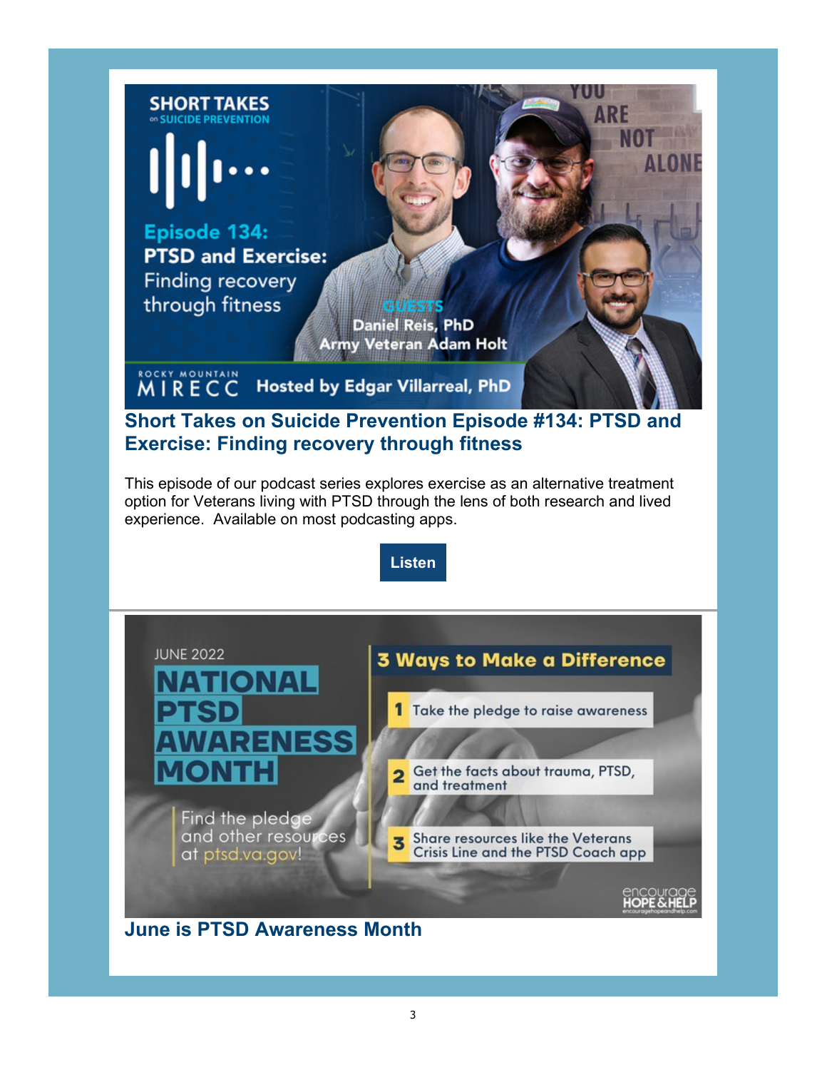## Short Takes on Suicide Prevention Episode #134: PTSD and Exercise: Finding recovery through fitness

This episode of our podcast series explores exercise as an alternative treatment option for Veterans living with PTSD through the lens of both research and lived experience. Available on most podcasting apps.

**Listen**

## June is PTSD Awareness Month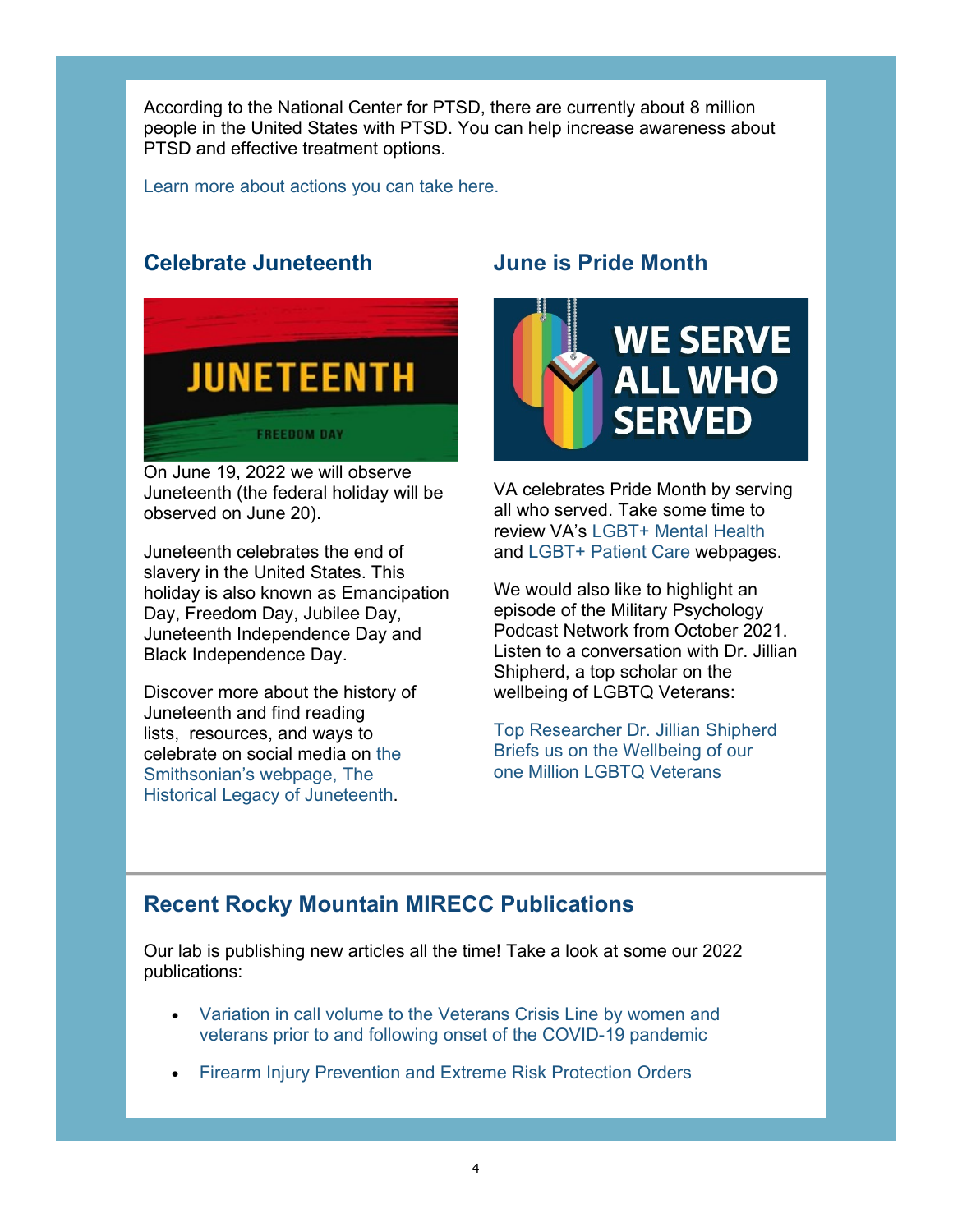According to the National Center for PTSD, there are currently about 8 million people in the United States with PTSD. You can help increase awareness about PTSD and effective treatment options.

Learn more about actions you can take here.

## Celebrate Juneteenth

On June 19, 2022 we will observe Juneteenth (the federal holiday will be observed on June 20).

Juneteenth celebrates the end of slavery in the United States. This holiday is also known as Emancipation Day, Freedom Day, Jubilee Day, Juneteenth Independence Day and Black Independence Day.

Discover more about the history of Juneteenth and find reading lists, resources, and ways to celebrate on social media on the Smithsonian's webpage, The Historical Legacy of Juneteenth.

## June is Pride Month

VA celebrates Pride Month by serving all who served. Take some time to review VA's LGBT+ Mental Health and LGBT+ Patient Care webpages.

We would also like to highlight an episode of the Military Psychology Podcast Network from October 2021. Listen to a conversation with Dr. Jillian Shipherd, a top scholar on the wellbeing of LGBTQ Veterans:

Top Researcher Dr. Jillian Shipherd Briefs us on the Wellbeing of our one Million LGBTQ Veterans

## Recent Rocky Mountain MIRECC Publications

Our lab is publishing new articles all the time! Take a look at some our 2022 publications:

- Variation in call volume to the Veterans Crisis Line by women and veterans prior to and following onset of the COVID-19 pandemic
- Firearm Injury Prevention and Extreme Risk Protection Orders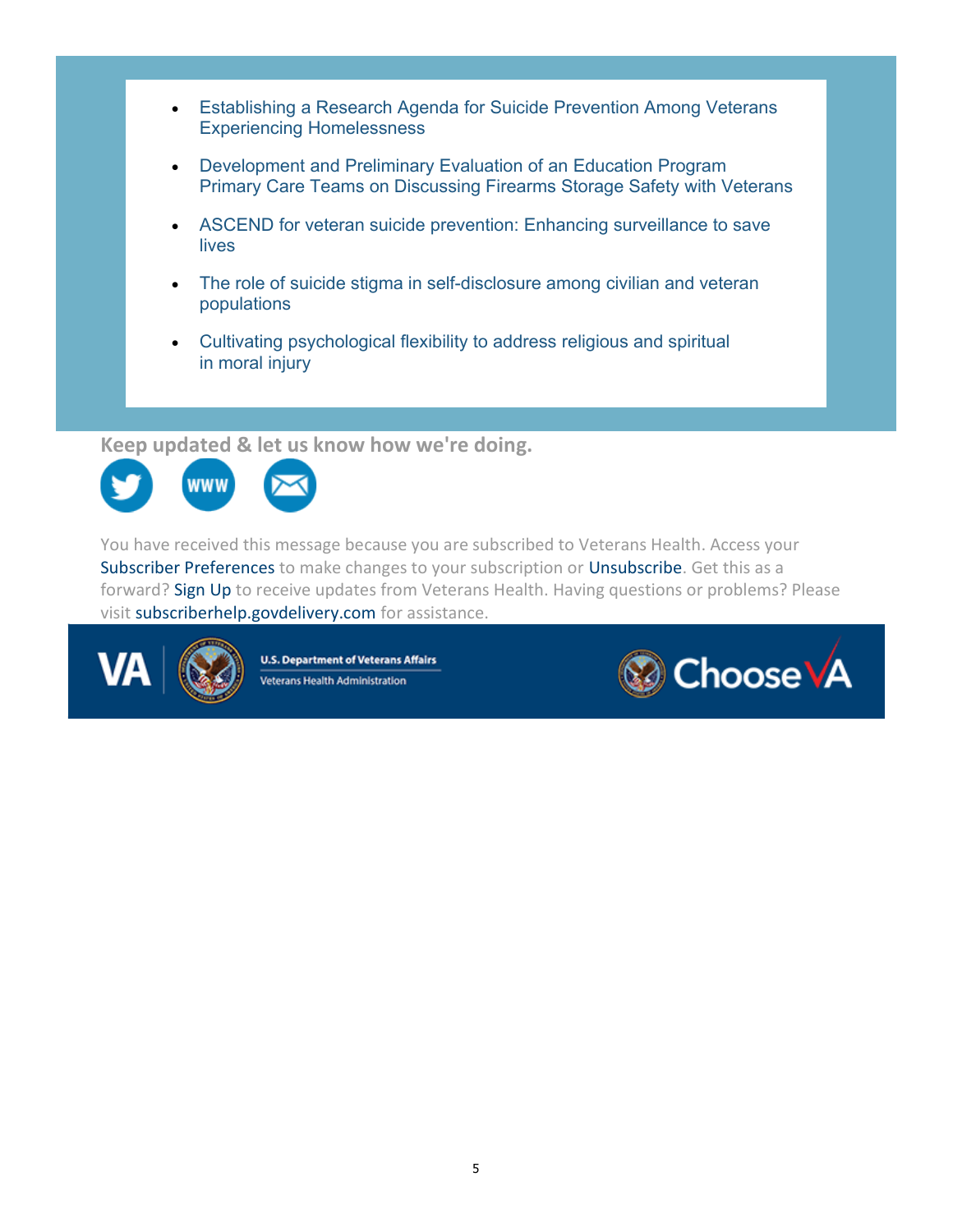- Establishing a Research Agenda for Suicide Prevention Among Veterans Experiencing Homelessness
- Development and Preliminary Evaluation of an Education Program Primary Care Teams on Discussing Firearms Storage Safety with Veterans
- ASCEND for veteran suicide prevention: Enhancing surveillance to save lives
- The role of suicide stigma in self-disclosure among civilian and veteran populations
- Cultivating psychological flexibility to address religious and spiritual in moral injury

**Keep updated & let us know how we're doing.**

You have received this message because you are subscribed to Veterans Health. Access your Subscriber Preferences to make changes to your subscription or Unsubscribe. Get this as a forward? Sign Up to receive updates from Veterans Health. Having questions or problems? Please visit subscriberhelp.govdelivery.com for assistance.

VA | U.S. Department of Veterans Affairs
Veterans Health Administration

Choose VA